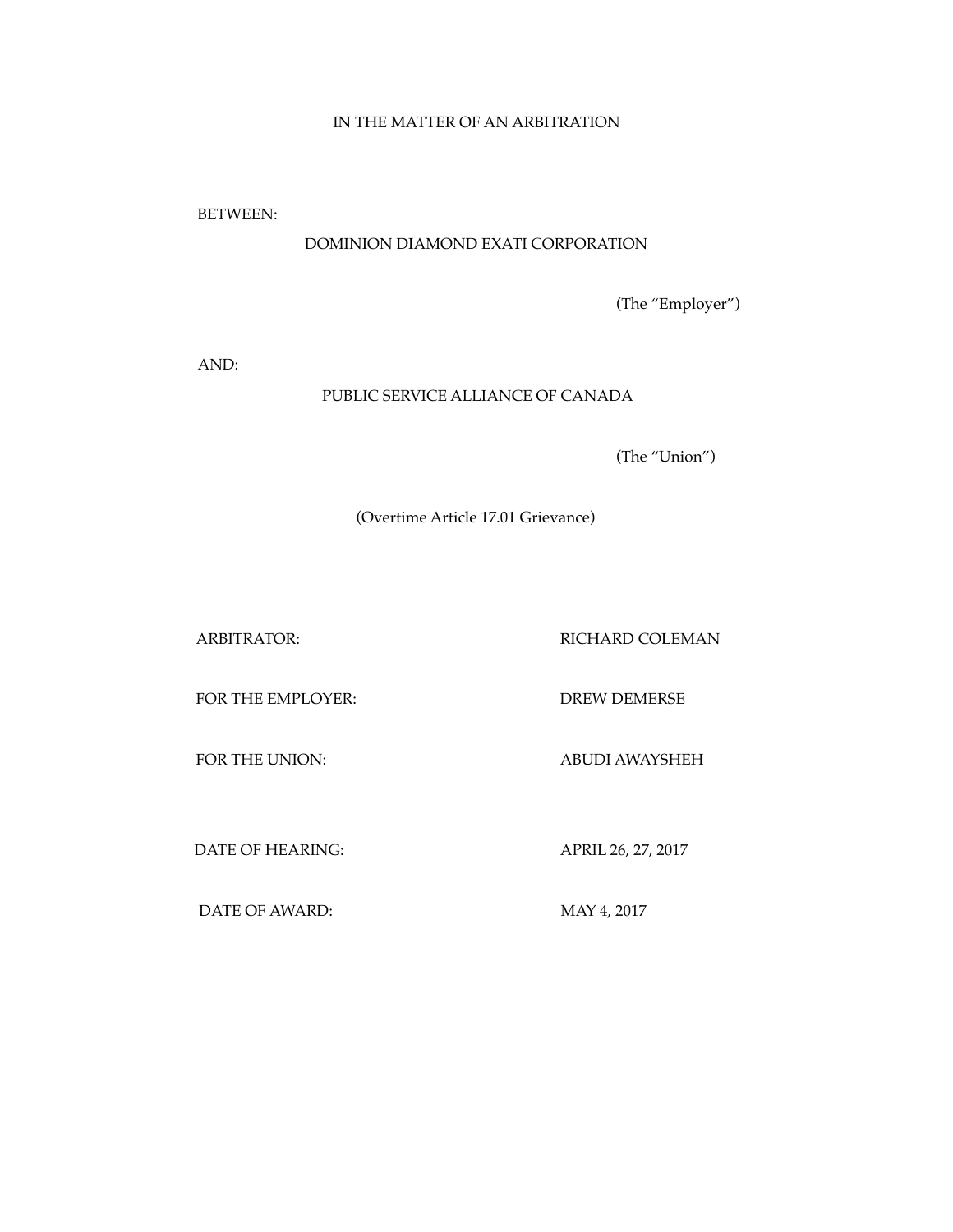IN THE MATTER OF AN ARBITRATION

BETWEEN:

DOMINION DIAMOND EXATI CORPORATION

(The "Employer")

AND:

PUBLIC SERVICE ALLIANCE OF CANADA

(The "Union")

(Overtime Article 17.01 Grievance)

| | |
|---|---|
| ARBITRATOR: | RICHARD COLEMAN |
| FOR THE EMPLOYER: | DREW DEMERSE |
| FOR THE UNION: | ABUDI AWAYSHEH |
| DATE OF HEARING: | APRIL 26, 27, 2017 |
| DATE OF AWARD: | MAY 4, 2017 |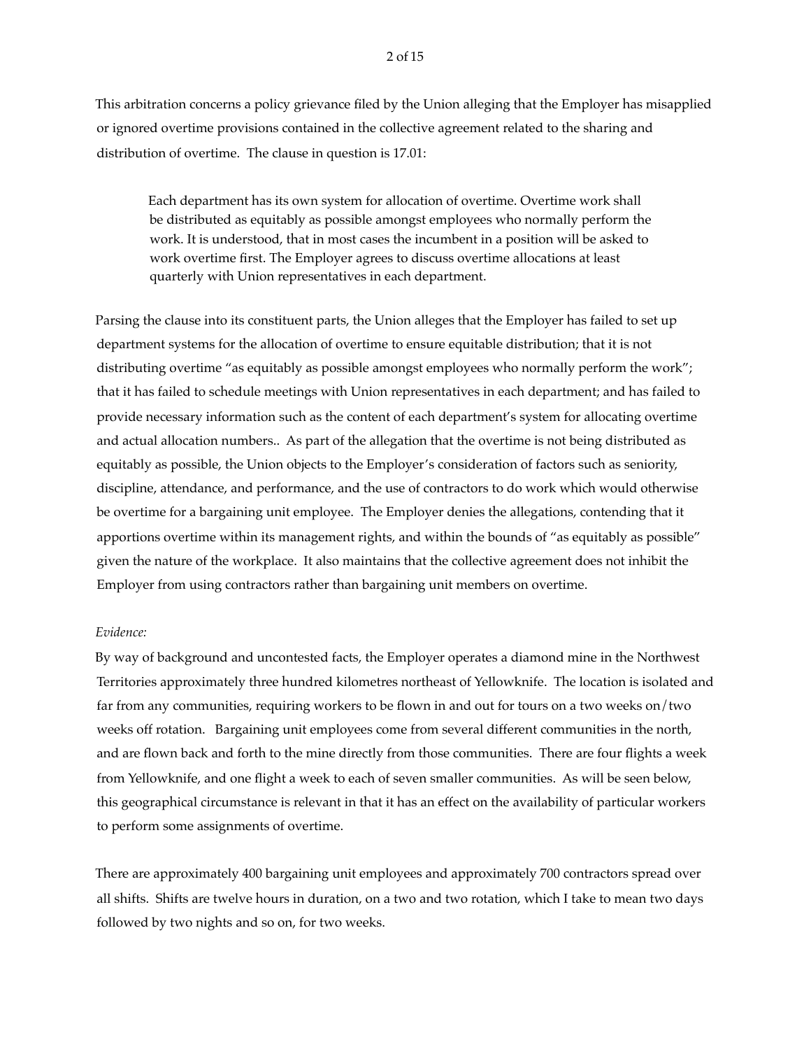This arbitration concerns a policy grievance filed by the Union alleging that the Employer has misapplied or ignored overtime provisions contained in the collective agreement related to the sharing and distribution of overtime. The clause in question is 17.01:

> Each department has its own system for allocation of overtime. Overtime work shall be distributed as equitably as possible amongst employees who normally perform the work. It is understood, that in most cases the incumbent in a position will be asked to work overtime first. The Employer agrees to discuss overtime allocations at least quarterly with Union representatives in each department.

Parsing the clause into its constituent parts, the Union alleges that the Employer has failed to set up department systems for the allocation of overtime to ensure equitable distribution; that it is not distributing overtime "as equitably as possible amongst employees who normally perform the work"; that it has failed to schedule meetings with Union representatives in each department; and has failed to provide necessary information such as the content of each department's system for allocating overtime and actual allocation numbers.. As part of the allegation that the overtime is not being distributed as equitably as possible, the Union objects to the Employer's consideration of factors such as seniority, discipline, attendance, and performance, and the use of contractors to do work which would otherwise be overtime for a bargaining unit employee. The Employer denies the allegations, contending that it apportions overtime within its management rights, and within the bounds of "as equitably as possible" given the nature of the workplace. It also maintains that the collective agreement does not inhibit the Employer from using contractors rather than bargaining unit members on overtime.

*Evidence:*

By way of background and uncontested facts, the Employer operates a diamond mine in the Northwest Territories approximately three hundred kilometres northeast of Yellowknife. The location is isolated and far from any communities, requiring workers to be flown in and out for tours on a two weeks on/two weeks off rotation. Bargaining unit employees come from several different communities in the north, and are flown back and forth to the mine directly from those communities. There are four flights a week from Yellowknife, and one flight a week to each of seven smaller communities. As will be seen below, this geographical circumstance is relevant in that it has an effect on the availability of particular workers to perform some assignments of overtime.

There are approximately 400 bargaining unit employees and approximately 700 contractors spread over all shifts. Shifts are twelve hours in duration, on a two and two rotation, which I take to mean two days followed by two nights and so on, for two weeks.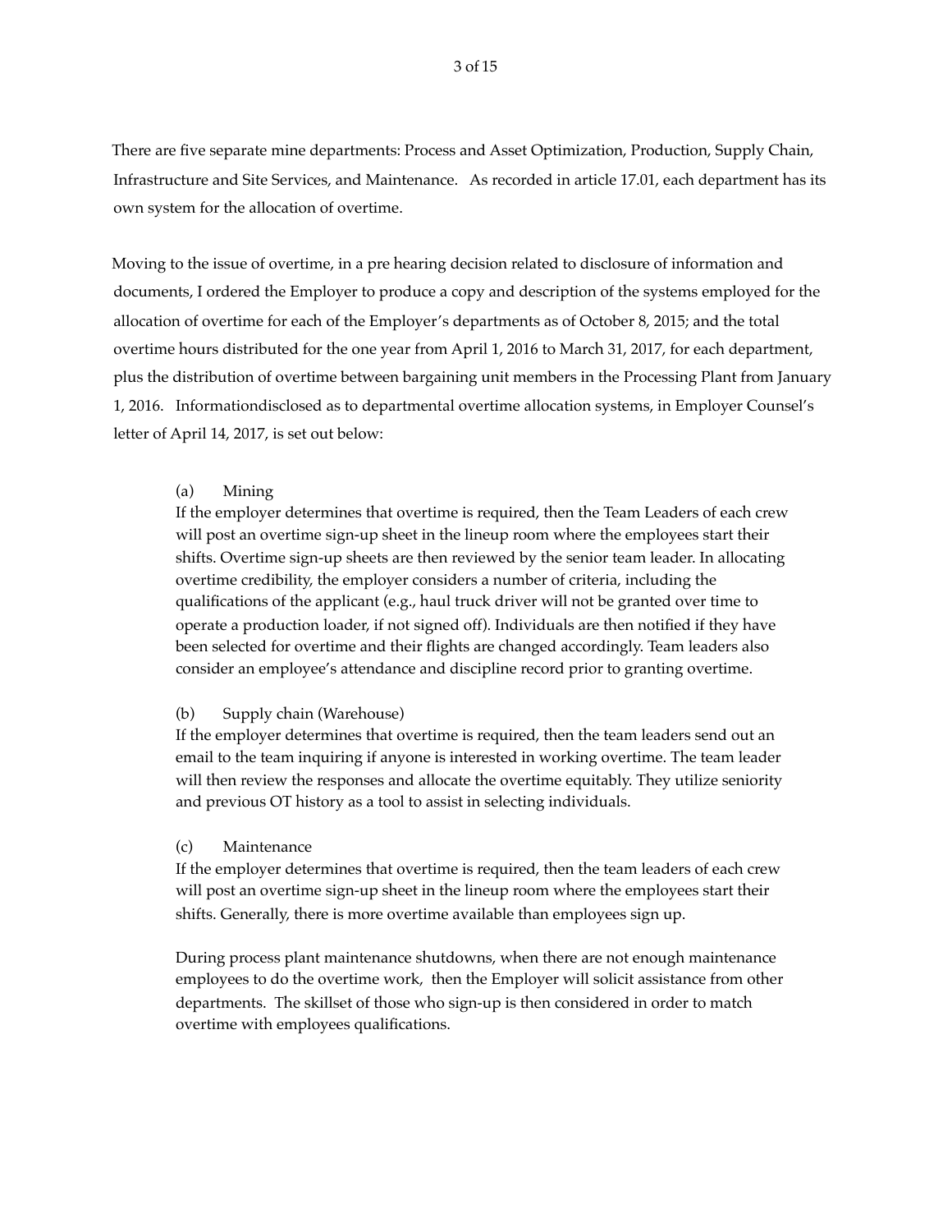There are five separate mine departments: Process and Asset Optimization, Production, Supply Chain, Infrastructure and Site Services, and Maintenance. As recorded in article 17.01, each department has its own system for the allocation of overtime.

Moving to the issue of overtime, in a pre hearing decision related to disclosure of information and documents, I ordered the Employer to produce a copy and description of the systems employed for the allocation of overtime for each of the Employer's departments as of October 8, 2015; and the total overtime hours distributed for the one year from April 1, 2016 to March 31, 2017, for each department, plus the distribution of overtime between bargaining unit members in the Processing Plant from January 1, 2016. Informationdisclosed as to departmental overtime allocation systems, in Employer Counsel's letter of April 14, 2017, is set out below:

> (a) Mining
>
> If the employer determines that overtime is required, then the Team Leaders of each crew will post an overtime sign-up sheet in the lineup room where the employees start their shifts. Overtime sign-up sheets are then reviewed by the senior team leader. In allocating overtime credibility, the employer considers a number of criteria, including the qualifications of the applicant (e.g., haul truck driver will not be granted over time to operate a production loader, if not signed off). Individuals are then notified if they have been selected for overtime and their flights are changed accordingly. Team leaders also consider an employee's attendance and discipline record prior to granting overtime.
>
> (b) Supply chain (Warehouse)
>
> If the employer determines that overtime is required, then the team leaders send out an email to the team inquiring if anyone is interested in working overtime. The team leader will then review the responses and allocate the overtime equitably. They utilize seniority and previous OT history as a tool to assist in selecting individuals.
>
> (c) Maintenance
>
> If the employer determines that overtime is required, then the team leaders of each crew will post an overtime sign-up sheet in the lineup room where the employees start their shifts. Generally, there is more overtime available than employees sign up.
>
> During process plant maintenance shutdowns, when there are not enough maintenance employees to do the overtime work, then the Employer will solicit assistance from other departments. The skillset of those who sign-up is then considered in order to match overtime with employees qualifications.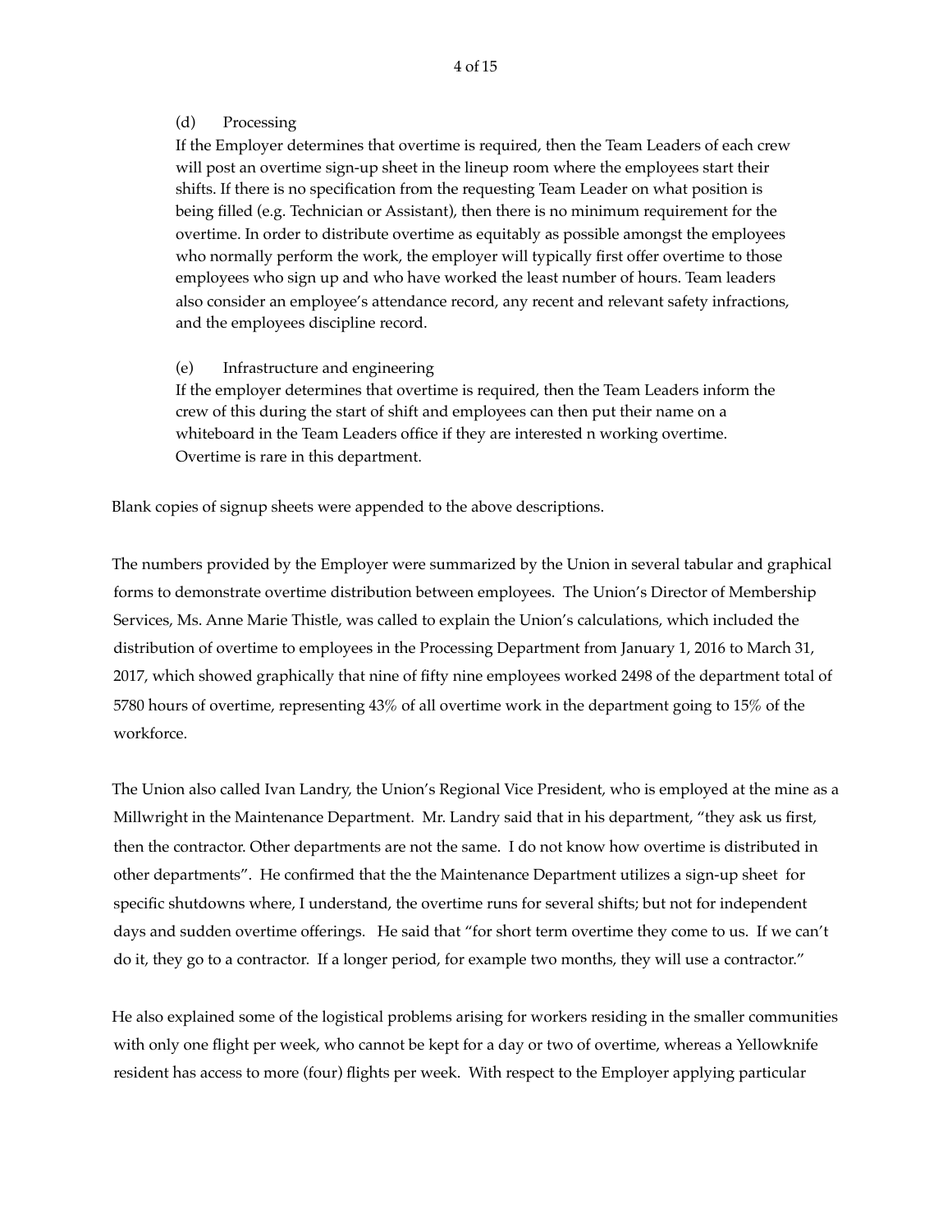(d) Processing

If the Employer determines that overtime is required, then the Team Leaders of each crew will post an overtime sign-up sheet in the lineup room where the employees start their shifts. If there is no specification from the requesting Team Leader on what position is being filled (e.g. Technician or Assistant), then there is no minimum requirement for the overtime. In order to distribute overtime as equitably as possible amongst the employees who normally perform the work, the employer will typically first offer overtime to those employees who sign up and who have worked the least number of hours. Team leaders also consider an employee's attendance record, any recent and relevant safety infractions, and the employees discipline record.

(e) Infrastructure and engineering

If the employer determines that overtime is required, then the Team Leaders inform the crew of this during the start of shift and employees can then put their name on a whiteboard in the Team Leaders office if they are interested n working overtime. Overtime is rare in this department.

Blank copies of signup sheets were appended to the above descriptions.

The numbers provided by the Employer were summarized by the Union in several tabular and graphical forms to demonstrate overtime distribution between employees. The Union's Director of Membership Services, Ms. Anne Marie Thistle, was called to explain the Union's calculations, which included the distribution of overtime to employees in the Processing Department from January 1, 2016 to March 31, 2017, which showed graphically that nine of fifty nine employees worked 2498 of the department total of 5780 hours of overtime, representing 43% of all overtime work in the department going to 15% of the workforce.

The Union also called Ivan Landry, the Union's Regional Vice President, who is employed at the mine as a Millwright in the Maintenance Department. Mr. Landry said that in his department, "they ask us first, then the contractor. Other departments are not the same. I do not know how overtime is distributed in other departments". He confirmed that the the Maintenance Department utilizes a sign-up sheet for specific shutdowns where, I understand, the overtime runs for several shifts; but not for independent days and sudden overtime offerings. He said that "for short term overtime they come to us. If we can't do it, they go to a contractor. If a longer period, for example two months, they will use a contractor."

He also explained some of the logistical problems arising for workers residing in the smaller communities with only one flight per week, who cannot be kept for a day or two of overtime, whereas a Yellowknife resident has access to more (four) flights per week. With respect to the Employer applying particular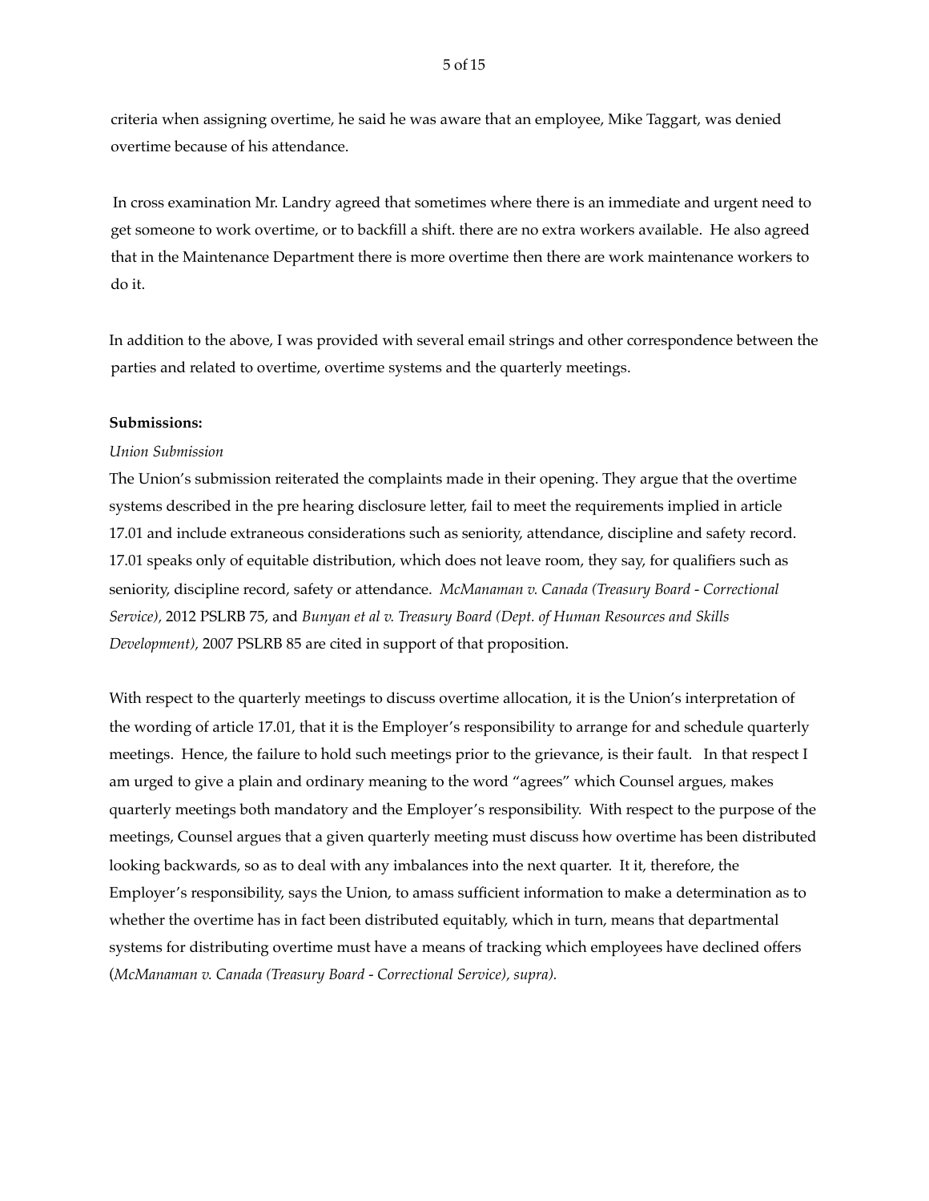criteria when assigning overtime, he said he was aware that an employee, Mike Taggart, was denied overtime because of his attendance.

In cross examination Mr. Landry agreed that sometimes where there is an immediate and urgent need to get someone to work overtime, or to backfill a shift. there are no extra workers available. He also agreed that in the Maintenance Department there is more overtime then there are work maintenance workers to do it.

In addition to the above, I was provided with several email strings and other correspondence between the parties and related to overtime, overtime systems and the quarterly meetings.

**Submissions:**

*Union Submission*

The Union's submission reiterated the complaints made in their opening. They argue that the overtime systems described in the pre hearing disclosure letter, fail to meet the requirements implied in article 17.01 and include extraneous considerations such as seniority, attendance, discipline and safety record. 17.01 speaks only of equitable distribution, which does not leave room, they say, for qualifiers such as seniority, discipline record, safety or attendance. *McManaman v. Canada (Treasury Board - Correctional Service),* 2012 PSLRB 75, and *Bunyan et al v. Treasury Board (Dept. of Human Resources and Skills Development),* 2007 PSLRB 85 are cited in support of that proposition.

With respect to the quarterly meetings to discuss overtime allocation, it is the Union's interpretation of the wording of article 17.01, that it is the Employer's responsibility to arrange for and schedule quarterly meetings. Hence, the failure to hold such meetings prior to the grievance, is their fault. In that respect I am urged to give a plain and ordinary meaning to the word "agrees" which Counsel argues, makes quarterly meetings both mandatory and the Employer's responsibility. With respect to the purpose of the meetings, Counsel argues that a given quarterly meeting must discuss how overtime has been distributed looking backwards, so as to deal with any imbalances into the next quarter. It it, therefore, the Employer's responsibility, says the Union, to amass sufficient information to make a determination as to whether the overtime has in fact been distributed equitably, which in turn, means that departmental systems for distributing overtime must have a means of tracking which employees have declined offers (*McManaman v. Canada (Treasury Board - Correctional Service), supra).*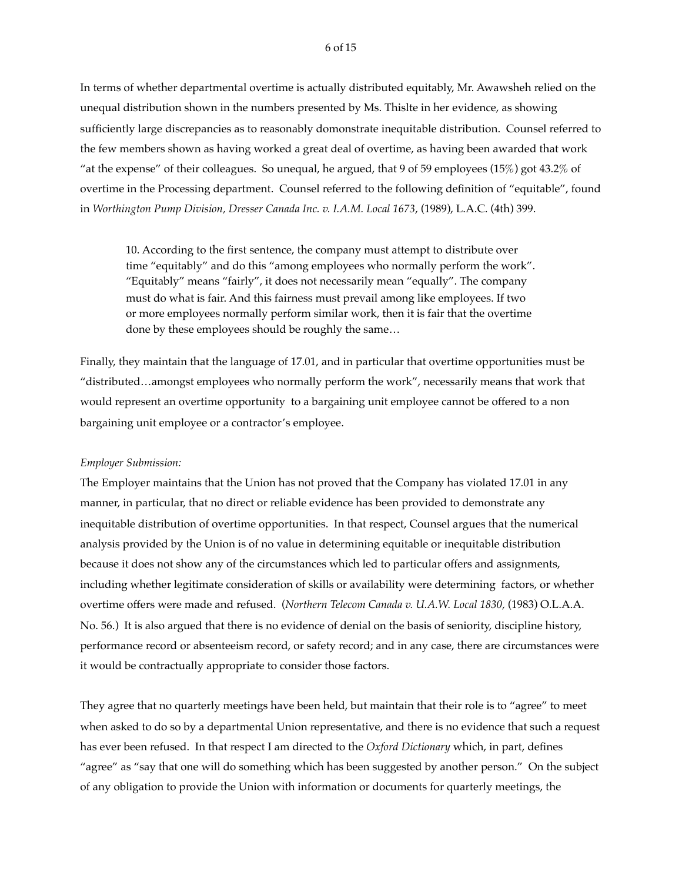In terms of whether departmental overtime is actually distributed equitably, Mr. Awawsheh relied on the unequal distribution shown in the numbers presented by Ms. Thislte in her evidence, as showing sufficiently large discrepancies as to reasonably domonstrate inequitable distribution. Counsel referred to the few members shown as having worked a great deal of overtime, as having been awarded that work "at the expense" of their colleagues. So unequal, he argued, that 9 of 59 employees (15%) got 43.2% of overtime in the Processing department. Counsel referred to the following definition of "equitable", found in *Worthington Pump Division, Dresser Canada Inc. v. I.A.M. Local 1673*, (1989), L.A.C. (4th) 399.

> 10. According to the first sentence, the company must attempt to distribute over time "equitably" and do this "among employees who normally perform the work". "Equitably" means "fairly", it does not necessarily mean "equally". The company must do what is fair. And this fairness must prevail among like employees. If two or more employees normally perform similar work, then it is fair that the overtime done by these employees should be roughly the same…

Finally, they maintain that the language of 17.01, and in particular that overtime opportunities must be "distributed…amongst employees who normally perform the work", necessarily means that work that would represent an overtime opportunity to a bargaining unit employee cannot be offered to a non bargaining unit employee or a contractor's employee.

*Employer Submission:*

The Employer maintains that the Union has not proved that the Company has violated 17.01 in any manner, in particular, that no direct or reliable evidence has been provided to demonstrate any inequitable distribution of overtime opportunities. In that respect, Counsel argues that the numerical analysis provided by the Union is of no value in determining equitable or inequitable distribution because it does not show any of the circumstances which led to particular offers and assignments, including whether legitimate consideration of skills or availability were determining factors, or whether overtime offers were made and refused. (*Northern Telecom Canada v. U.A.W. Local 1830,* (1983) O.L.A.A. No. 56.) It is also argued that there is no evidence of denial on the basis of seniority, discipline history, performance record or absenteeism record, or safety record; and in any case, there are circumstances were it would be contractually appropriate to consider those factors.

They agree that no quarterly meetings have been held, but maintain that their role is to "agree" to meet when asked to do so by a departmental Union representative, and there is no evidence that such a request has ever been refused. In that respect I am directed to the *Oxford Dictionary* which, in part, defines "agree" as "say that one will do something which has been suggested by another person." On the subject of any obligation to provide the Union with information or documents for quarterly meetings, the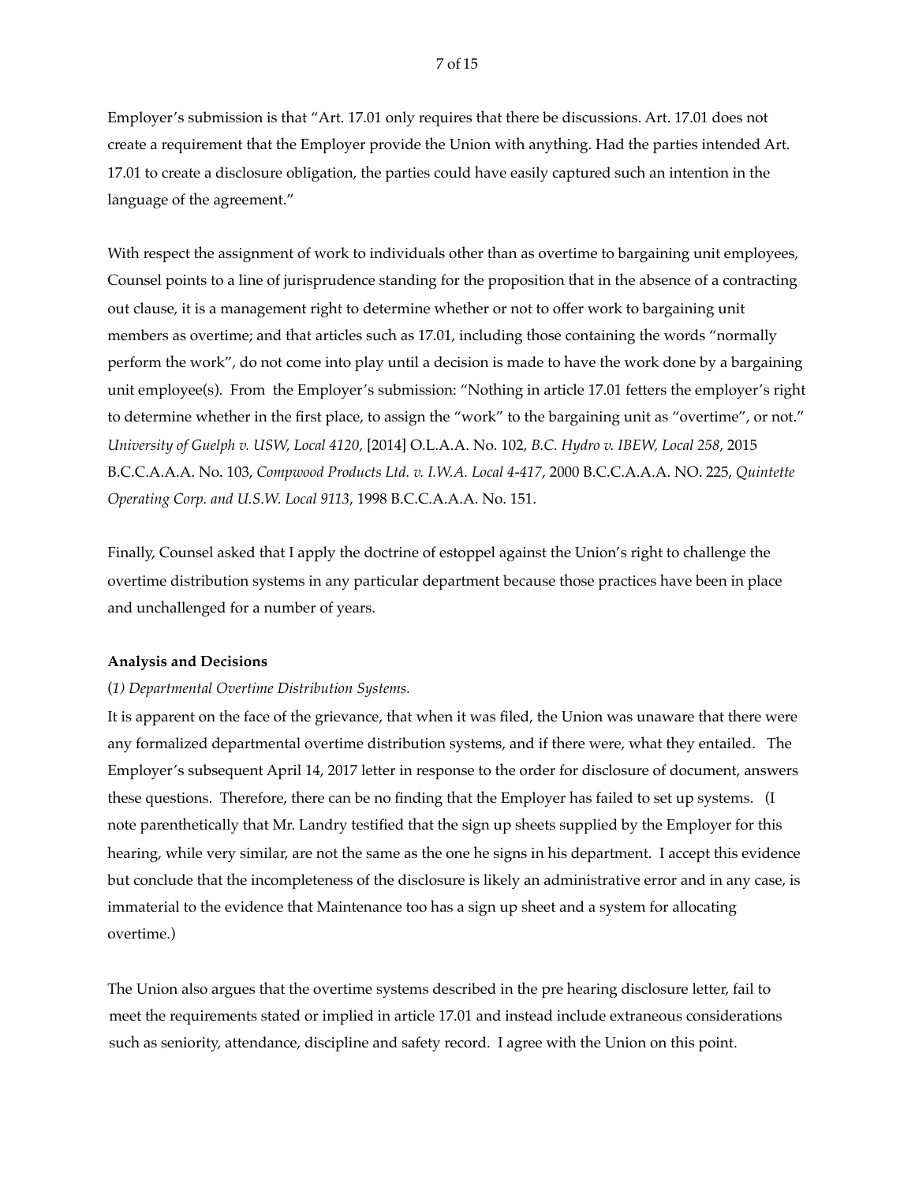Employer's submission is that "Art. 17.01 only requires that there be discussions. Art. 17.01 does not create a requirement that the Employer provide the Union with anything. Had the parties intended Art. 17.01 to create a disclosure obligation, the parties could have easily captured such an intention in the language of the agreement."

With respect the assignment of work to individuals other than as overtime to bargaining unit employees, Counsel points to a line of jurisprudence standing for the proposition that in the absence of a contracting out clause, it is a management right to determine whether or not to offer work to bargaining unit members as overtime; and that articles such as 17.01, including those containing the words "normally perform the work", do not come into play until a decision is made to have the work done by a bargaining unit employee(s). From the Employer's submission: "Nothing in article 17.01 fetters the employer's right to determine whether in the first place, to assign the "work" to the bargaining unit as "overtime", or not." *University of Guelph v. USW, Local 4120,* [2014] O.L.A.A. No. 102, *B.C. Hydro v. IBEW, Local 258*, 2015 B.C.C.A.A.A. No. 103, *Compwood Products Ltd. v. I.W.A. Local 4-417*, 2000 B.C.C.A.A.A. NO. 225, *Quintette Operating Corp. and U.S.W. Local 9113*, 1998 B.C.C.A.A.A. No. 151.

Finally, Counsel asked that I apply the doctrine of estoppel against the Union's right to challenge the overtime distribution systems in any particular department because those practices have been in place and unchallenged for a number of years.

**Analysis and Decisions**

(*1) Departmental Overtime Distribution Systems.*

It is apparent on the face of the grievance, that when it was filed, the Union was unaware that there were any formalized departmental overtime distribution systems, and if there were, what they entailed. The Employer's subsequent April 14, 2017 letter in response to the order for disclosure of document, answers these questions. Therefore, there can be no finding that the Employer has failed to set up systems. (I note parenthetically that Mr. Landry testified that the sign up sheets supplied by the Employer for this hearing, while very similar, are not the same as the one he signs in his department. I accept this evidence but conclude that the incompleteness of the disclosure is likely an administrative error and in any case, is immaterial to the evidence that Maintenance too has a sign up sheet and a system for allocating overtime.)

The Union also argues that the overtime systems described in the pre hearing disclosure letter, fail to meet the requirements stated or implied in article 17.01 and instead include extraneous considerations such as seniority, attendance, discipline and safety record. I agree with the Union on this point.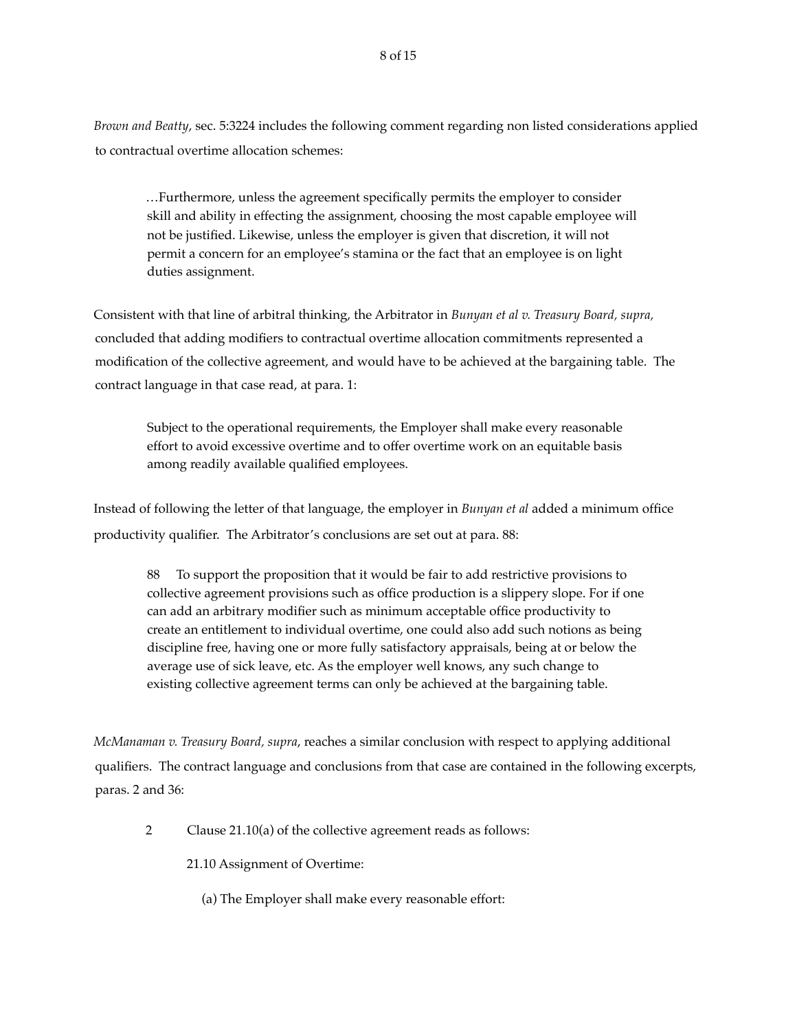*Brown and Beatty*, sec. 5:3224 includes the following comment regarding non listed considerations applied to contractual overtime allocation schemes:

> …Furthermore, unless the agreement specifically permits the employer to consider skill and ability in effecting the assignment, choosing the most capable employee will not be justified. Likewise, unless the employer is given that discretion, it will not permit a concern for an employee's stamina or the fact that an employee is on light duties assignment.

Consistent with that line of arbitral thinking, the Arbitrator in *Bunyan et al v. Treasury Board, supra,* concluded that adding modifiers to contractual overtime allocation commitments represented a modification of the collective agreement, and would have to be achieved at the bargaining table. The contract language in that case read, at para. 1:

> Subject to the operational requirements, the Employer shall make every reasonable effort to avoid excessive overtime and to offer overtime work on an equitable basis among readily available qualified employees.

Instead of following the letter of that language, the employer in *Bunyan et al* added a minimum office productivity qualifier. The Arbitrator's conclusions are set out at para. 88:

> 88 To support the proposition that it would be fair to add restrictive provisions to collective agreement provisions such as office production is a slippery slope. For if one can add an arbitrary modifier such as minimum acceptable office productivity to create an entitlement to individual overtime, one could also add such notions as being discipline free, having one or more fully satisfactory appraisals, being at or below the average use of sick leave, etc. As the employer well knows, any such change to existing collective agreement terms can only be achieved at the bargaining table.

*McManaman v. Treasury Board, supra*, reaches a similar conclusion with respect to applying additional qualifiers. The contract language and conclusions from that case are contained in the following excerpts, paras. 2 and 36:

> 2 Clause 21.10(a) of the collective agreement reads as follows:
>
> 21.10 Assignment of Overtime:
>
> (a) The Employer shall make every reasonable effort: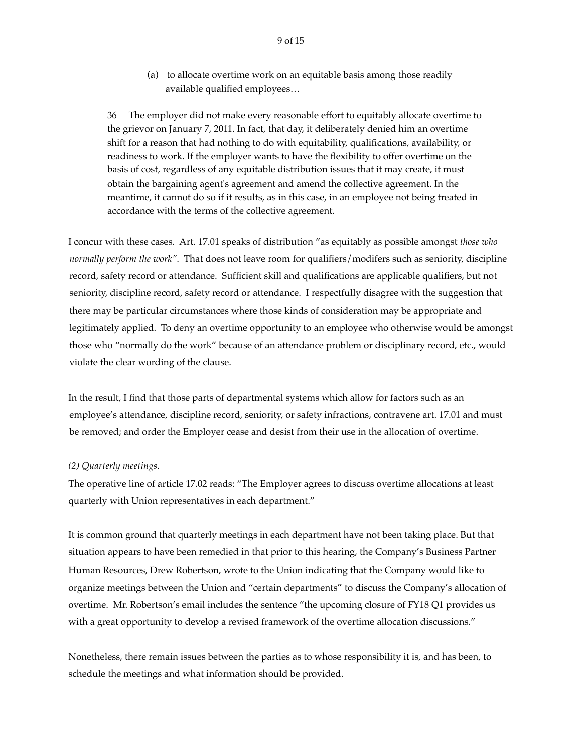(a) to allocate overtime work on an equitable basis among those readily available qualified employees…

> 36 The employer did not make every reasonable effort to equitably allocate overtime to the grievor on January 7, 2011. In fact, that day, it deliberately denied him an overtime shift for a reason that had nothing to do with equitability, qualifications, availability, or readiness to work. If the employer wants to have the flexibility to offer overtime on the basis of cost, regardless of any equitable distribution issues that it may create, it must obtain the bargaining agent's agreement and amend the collective agreement. In the meantime, it cannot do so if it results, as in this case, in an employee not being treated in accordance with the terms of the collective agreement.

I concur with these cases. Art. 17.01 speaks of distribution "as equitably as possible amongst *those who normally perform the work*". That does not leave room for qualifiers/modifers such as seniority, discipline record, safety record or attendance. Sufficient skill and qualifications are applicable qualifiers, but not seniority, discipline record, safety record or attendance. I respectfully disagree with the suggestion that there may be particular circumstances where those kinds of consideration may be appropriate and legitimately applied. To deny an overtime opportunity to an employee who otherwise would be amongst those who "normally do the work" because of an attendance problem or disciplinary record, etc., would violate the clear wording of the clause.

In the result, I find that those parts of departmental systems which allow for factors such as an employee's attendance, discipline record, seniority, or safety infractions, contravene art. 17.01 and must be removed; and order the Employer cease and desist from their use in the allocation of overtime.

*(2) Quarterly meetings*.

The operative line of article 17.02 reads: "The Employer agrees to discuss overtime allocations at least quarterly with Union representatives in each department."

It is common ground that quarterly meetings in each department have not been taking place. But that situation appears to have been remedied in that prior to this hearing, the Company's Business Partner Human Resources, Drew Robertson, wrote to the Union indicating that the Company would like to organize meetings between the Union and "certain departments" to discuss the Company's allocation of overtime. Mr. Robertson's email includes the sentence "the upcoming closure of FY18 Q1 provides us with a great opportunity to develop a revised framework of the overtime allocation discussions."

Nonetheless, there remain issues between the parties as to whose responsibility it is, and has been, to schedule the meetings and what information should be provided.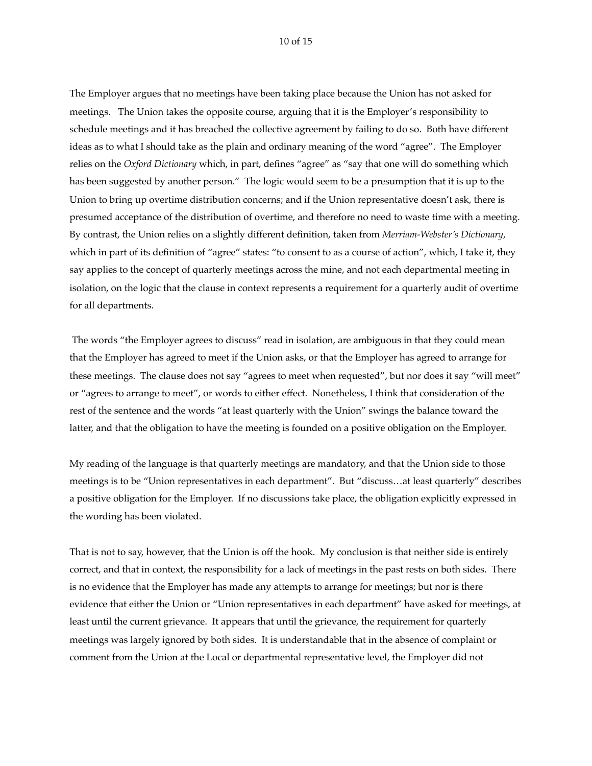The Employer argues that no meetings have been taking place because the Union has not asked for meetings. The Union takes the opposite course, arguing that it is the Employer's responsibility to schedule meetings and it has breached the collective agreement by failing to do so. Both have different ideas as to what I should take as the plain and ordinary meaning of the word "agree". The Employer relies on the *Oxford Dictionary* which, in part, defines "agree" as "say that one will do something which has been suggested by another person." The logic would seem to be a presumption that it is up to the Union to bring up overtime distribution concerns; and if the Union representative doesn't ask, there is presumed acceptance of the distribution of overtime, and therefore no need to waste time with a meeting. By contrast, the Union relies on a slightly different definition, taken from *Merriam-Webster's Dictionary*, which in part of its definition of "agree" states: "to consent to as a course of action", which, I take it, they say applies to the concept of quarterly meetings across the mine, and not each departmental meeting in isolation, on the logic that the clause in context represents a requirement for a quarterly audit of overtime for all departments.

The words "the Employer agrees to discuss" read in isolation, are ambiguous in that they could mean that the Employer has agreed to meet if the Union asks, or that the Employer has agreed to arrange for these meetings. The clause does not say "agrees to meet when requested", but nor does it say "will meet" or "agrees to arrange to meet", or words to either effect. Nonetheless, I think that consideration of the rest of the sentence and the words "at least quarterly with the Union" swings the balance toward the latter, and that the obligation to have the meeting is founded on a positive obligation on the Employer.

My reading of the language is that quarterly meetings are mandatory, and that the Union side to those meetings is to be "Union representatives in each department". But "discuss…at least quarterly" describes a positive obligation for the Employer. If no discussions take place, the obligation explicitly expressed in the wording has been violated.

That is not to say, however, that the Union is off the hook. My conclusion is that neither side is entirely correct, and that in context, the responsibility for a lack of meetings in the past rests on both sides. There is no evidence that the Employer has made any attempts to arrange for meetings; but nor is there evidence that either the Union or "Union representatives in each department" have asked for meetings, at least until the current grievance. It appears that until the grievance, the requirement for quarterly meetings was largely ignored by both sides. It is understandable that in the absence of complaint or comment from the Union at the Local or departmental representative level, the Employer did not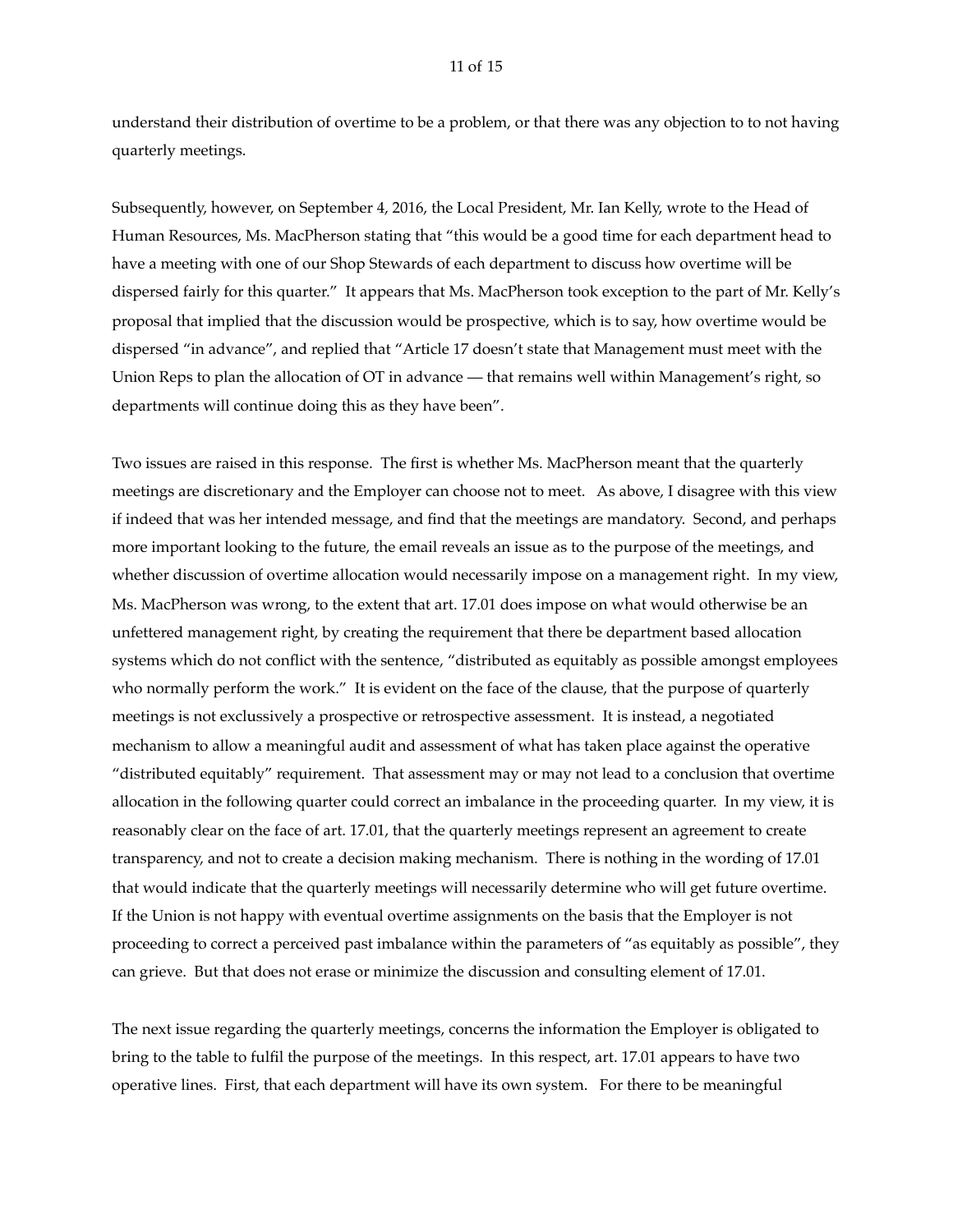understand their distribution of overtime to be a problem, or that there was any objection to to not having quarterly meetings.

Subsequently, however, on September 4, 2016, the Local President, Mr. Ian Kelly, wrote to the Head of Human Resources, Ms. MacPherson stating that "this would be a good time for each department head to have a meeting with one of our Shop Stewards of each department to discuss how overtime will be dispersed fairly for this quarter." It appears that Ms. MacPherson took exception to the part of Mr. Kelly's proposal that implied that the discussion would be prospective, which is to say, how overtime would be dispersed "in advance", and replied that "Article 17 doesn't state that Management must meet with the Union Reps to plan the allocation of OT in advance — that remains well within Management's right, so departments will continue doing this as they have been".

Two issues are raised in this response. The first is whether Ms. MacPherson meant that the quarterly meetings are discretionary and the Employer can choose not to meet. As above, I disagree with this view if indeed that was her intended message, and find that the meetings are mandatory. Second, and perhaps more important looking to the future, the email reveals an issue as to the purpose of the meetings, and whether discussion of overtime allocation would necessarily impose on a management right. In my view, Ms. MacPherson was wrong, to the extent that art. 17.01 does impose on what would otherwise be an unfettered management right, by creating the requirement that there be department based allocation systems which do not conflict with the sentence, "distributed as equitably as possible amongst employees who normally perform the work." It is evident on the face of the clause, that the purpose of quarterly meetings is not exclussively a prospective or retrospective assessment. It is instead, a negotiated mechanism to allow a meaningful audit and assessment of what has taken place against the operative "distributed equitably" requirement. That assessment may or may not lead to a conclusion that overtime allocation in the following quarter could correct an imbalance in the proceeding quarter. In my view, it is reasonably clear on the face of art. 17.01, that the quarterly meetings represent an agreement to create transparency, and not to create a decision making mechanism. There is nothing in the wording of 17.01 that would indicate that the quarterly meetings will necessarily determine who will get future overtime. If the Union is not happy with eventual overtime assignments on the basis that the Employer is not proceeding to correct a perceived past imbalance within the parameters of "as equitably as possible", they can grieve. But that does not erase or minimize the discussion and consulting element of 17.01.

The next issue regarding the quarterly meetings, concerns the information the Employer is obligated to bring to the table to fulfil the purpose of the meetings. In this respect, art. 17.01 appears to have two operative lines. First, that each department will have its own system. For there to be meaningful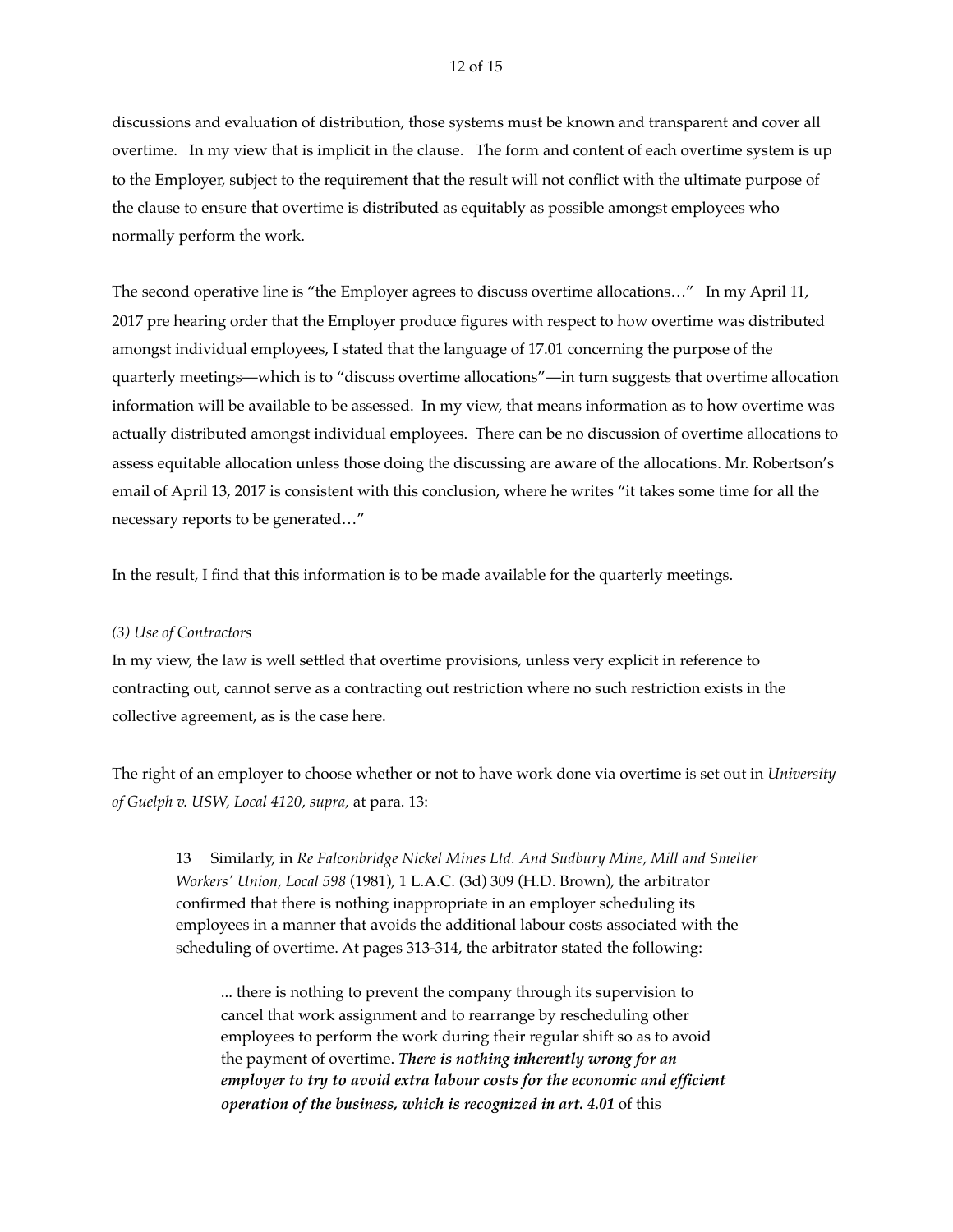discussions and evaluation of distribution, those systems must be known and transparent and cover all overtime. In my view that is implicit in the clause. The form and content of each overtime system is up to the Employer, subject to the requirement that the result will not conflict with the ultimate purpose of the clause to ensure that overtime is distributed as equitably as possible amongst employees who normally perform the work.

The second operative line is "the Employer agrees to discuss overtime allocations…" In my April 11, 2017 pre hearing order that the Employer produce figures with respect to how overtime was distributed amongst individual employees, I stated that the language of 17.01 concerning the purpose of the quarterly meetings—which is to "discuss overtime allocations"—in turn suggests that overtime allocation information will be available to be assessed. In my view, that means information as to how overtime was actually distributed amongst individual employees. There can be no discussion of overtime allocations to assess equitable allocation unless those doing the discussing are aware of the allocations. Mr. Robertson's email of April 13, 2017 is consistent with this conclusion, where he writes "it takes some time for all the necessary reports to be generated…"

In the result, I find that this information is to be made available for the quarterly meetings.

*(3) Use of Contractors*

In my view, the law is well settled that overtime provisions, unless very explicit in reference to contracting out, cannot serve as a contracting out restriction where no such restriction exists in the collective agreement, as is the case here.

The right of an employer to choose whether or not to have work done via overtime is set out in *University of Guelph v. USW, Local 4120, supra,* at para. 13:

> 13 Similarly, in *Re Falconbridge Nickel Mines Ltd. And Sudbury Mine, Mill and Smelter Workers' Union, Local 598* (1981), 1 L.A.C. (3d) 309 (H.D. Brown), the arbitrator confirmed that there is nothing inappropriate in an employer scheduling its employees in a manner that avoids the additional labour costs associated with the scheduling of overtime. At pages 313-314, the arbitrator stated the following:
>
> > ... there is nothing to prevent the company through its supervision to cancel that work assignment and to rearrange by rescheduling other employees to perform the work during their regular shift so as to avoid the payment of overtime. ***There is nothing inherently wrong for an employer to try to avoid extra labour costs for the economic and efficient operation of the business, which is recognized in art. 4.01*** of this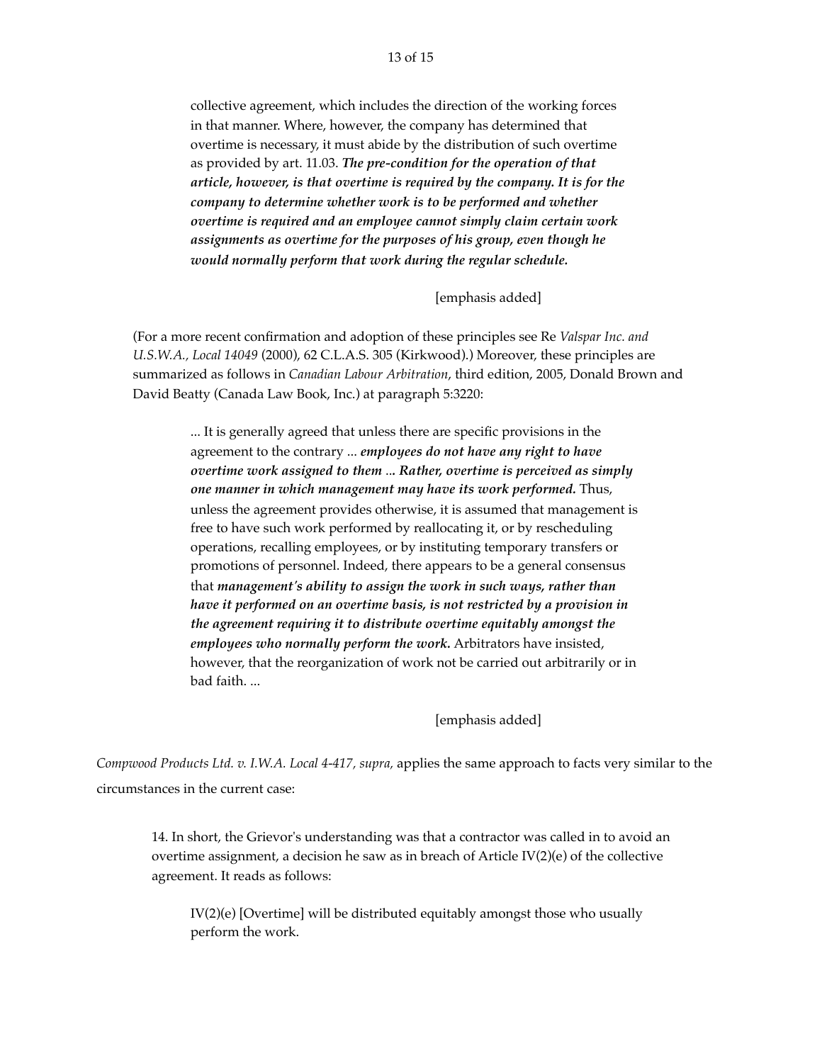> collective agreement, which includes the direction of the working forces in that manner. Where, however, the company has determined that overtime is necessary, it must abide by the distribution of such overtime as provided by art. 11.03. ***The pre-condition for the operation of that article, however, is that overtime is required by the company. It is for the company to determine whether work is to be performed and whether overtime is required and an employee cannot simply claim certain work assignments as overtime for the purposes of his group, even though he would normally perform that work during the regular schedule.***
>
> [emphasis added]

(For a more recent confirmation and adoption of these principles see Re *Valspar Inc. and U.S.W.A., Local 14049* (2000), 62 C.L.A.S. 305 (Kirkwood).) Moreover, these principles are summarized as follows in *Canadian Labour Arbitration*, third edition, 2005, Donald Brown and David Beatty (Canada Law Book, Inc.) at paragraph 5:3220:

> ... It is generally agreed that unless there are specific provisions in the agreement to the contrary ... ***employees do not have any right to have overtime work assigned to them ... Rather, overtime is perceived as simply one manner in which management may have its work performed.*** Thus, unless the agreement provides otherwise, it is assumed that management is free to have such work performed by reallocating it, or by rescheduling operations, recalling employees, or by instituting temporary transfers or promotions of personnel. Indeed, there appears to be a general consensus that ***management's ability to assign the work in such ways, rather than have it performed on an overtime basis, is not restricted by a provision in the agreement requiring it to distribute overtime equitably amongst the employees who normally perform the work.*** Arbitrators have insisted, however, that the reorganization of work not be carried out arbitrarily or in bad faith. ...
>
> [emphasis added]

*Compwood Products Ltd. v. I.W.A. Local 4-417, supra,* applies the same approach to facts very similar to the circumstances in the current case:

> 14. In short, the Grievor's understanding was that a contractor was called in to avoid an overtime assignment, a decision he saw as in breach of Article IV(2)(e) of the collective agreement. It reads as follows:
>
> > IV(2)(e) [Overtime] will be distributed equitably amongst those who usually perform the work.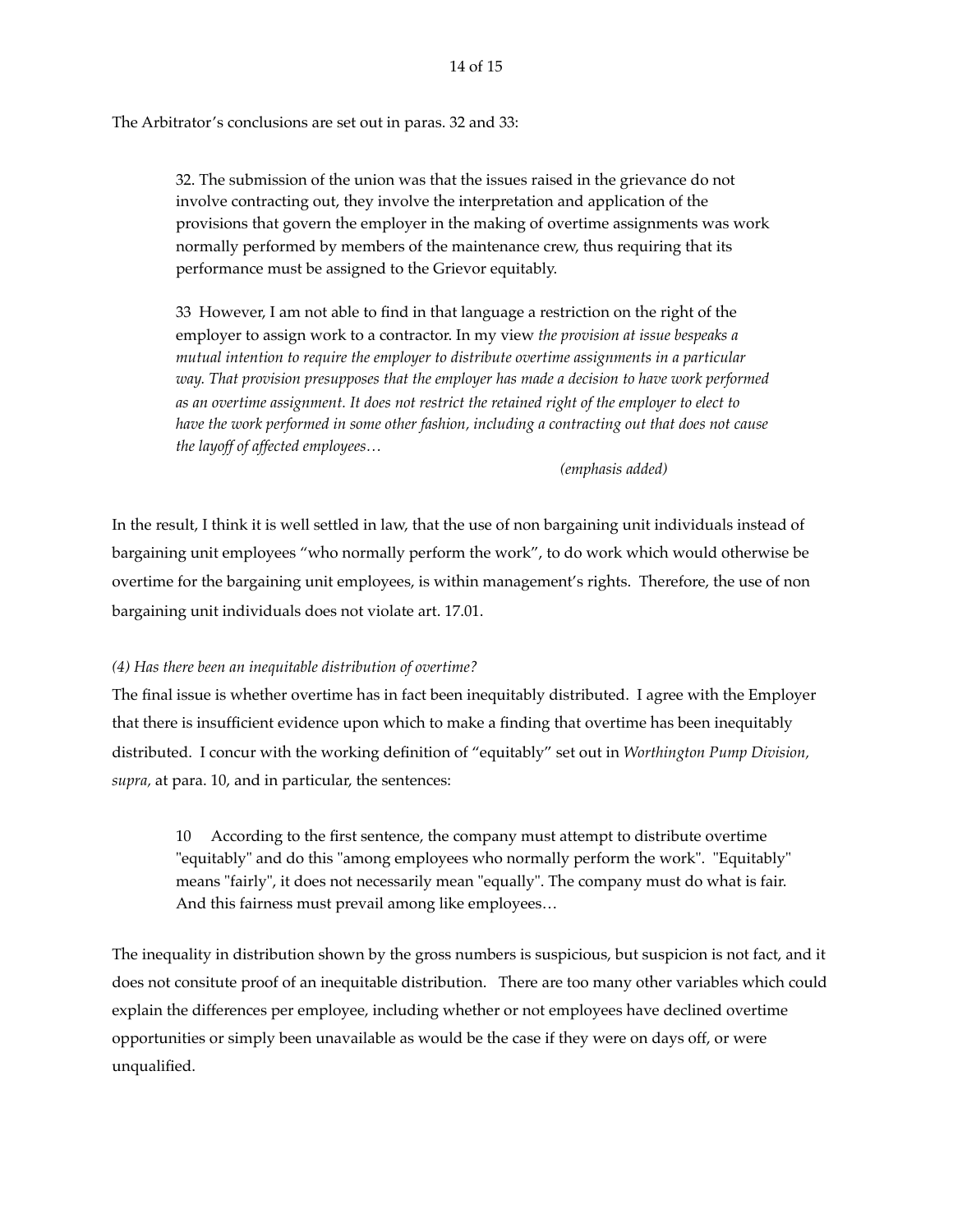The Arbitrator's conclusions are set out in paras. 32 and 33:

> 32. The submission of the union was that the issues raised in the grievance do not involve contracting out, they involve the interpretation and application of the provisions that govern the employer in the making of overtime assignments was work normally performed by members of the maintenance crew, thus requiring that its performance must be assigned to the Grievor equitably.
>
> 33 However, I am not able to find in that language a restriction on the right of the employer to assign work to a contractor. In my view *the provision at issue bespeaks a mutual intention to require the employer to distribute overtime assignments in a particular way. That provision presupposes that the employer has made a decision to have work performed as an overtime assignment. It does not restrict the retained right of the employer to elect to have the work performed in some other fashion, including a contracting out that does not cause the layoff of affected employees…*
>
> *(emphasis added)*

In the result, I think it is well settled in law, that the use of non bargaining unit individuals instead of bargaining unit employees "who normally perform the work", to do work which would otherwise be overtime for the bargaining unit employees, is within management's rights. Therefore, the use of non bargaining unit individuals does not violate art. 17.01.

*(4) Has there been an inequitable distribution of overtime?*

The final issue is whether overtime has in fact been inequitably distributed. I agree with the Employer that there is insufficient evidence upon which to make a finding that overtime has been inequitably distributed. I concur with the working definition of "equitably" set out in *Worthington Pump Division, supra,* at para. 10, and in particular, the sentences:

> 10 According to the first sentence, the company must attempt to distribute overtime "equitably" and do this "among employees who normally perform the work". "Equitably" means "fairly", it does not necessarily mean "equally". The company must do what is fair. And this fairness must prevail among like employees…

The inequality in distribution shown by the gross numbers is suspicious, but suspicion is not fact, and it does not consitute proof of an inequitable distribution. There are too many other variables which could explain the differences per employee, including whether or not employees have declined overtime opportunities or simply been unavailable as would be the case if they were on days off, or were unqualified.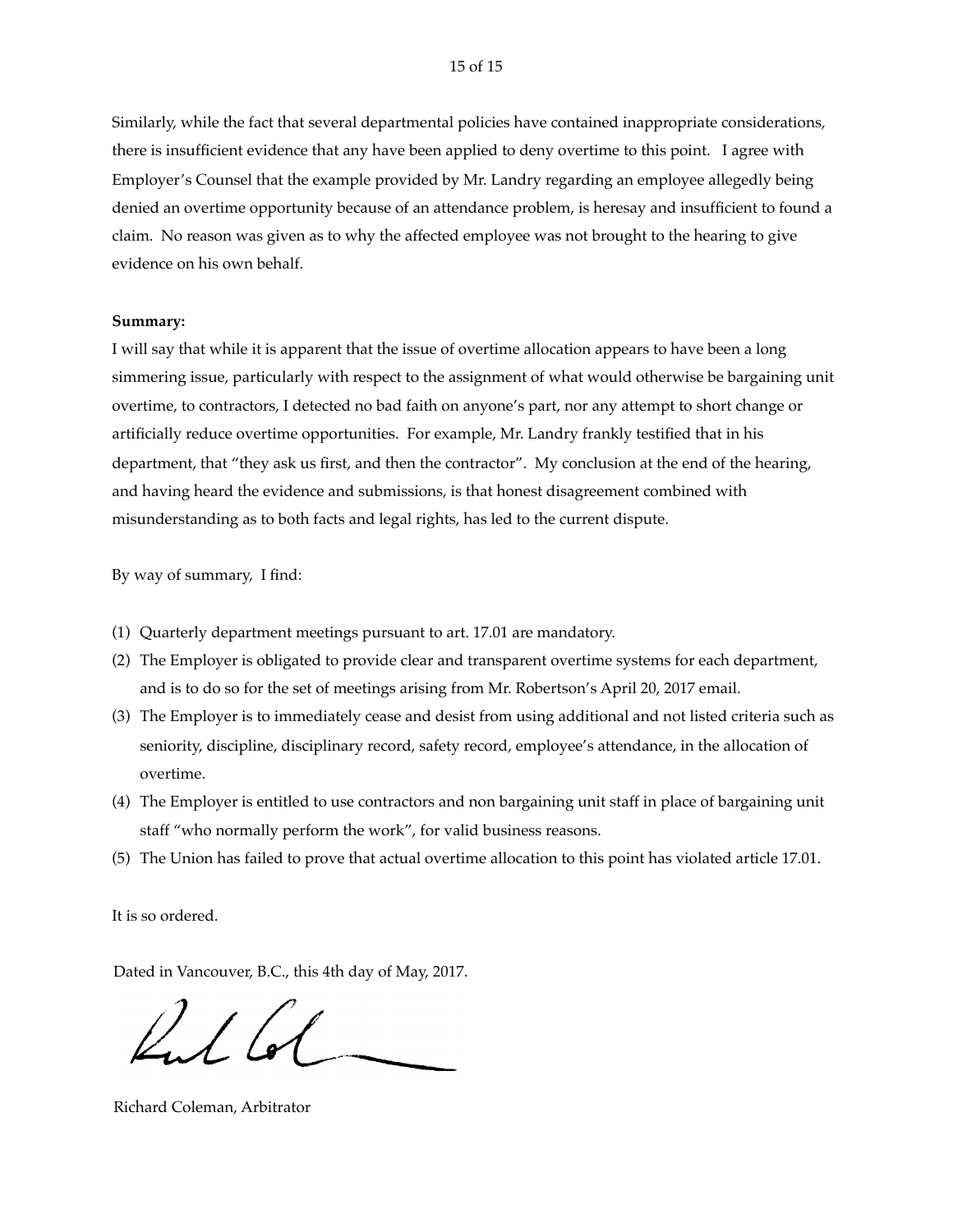Similarly, while the fact that several departmental policies have contained inappropriate considerations, there is insufficient evidence that any have been applied to deny overtime to this point. I agree with Employer's Counsel that the example provided by Mr. Landry regarding an employee allegedly being denied an overtime opportunity because of an attendance problem, is heresay and insufficient to found a claim. No reason was given as to why the affected employee was not brought to the hearing to give evidence on his own behalf.

**Summary:**

I will say that while it is apparent that the issue of overtime allocation appears to have been a long simmering issue, particularly with respect to the assignment of what would otherwise be bargaining unit overtime, to contractors, I detected no bad faith on anyone's part, nor any attempt to short change or artificially reduce overtime opportunities. For example, Mr. Landry frankly testified that in his department, that "they ask us first, and then the contractor". My conclusion at the end of the hearing, and having heard the evidence and submissions, is that honest disagreement combined with misunderstanding as to both facts and legal rights, has led to the current dispute.

By way of summary, I find:

(1) Quarterly department meetings pursuant to art. 17.01 are mandatory.
(2) The Employer is obligated to provide clear and transparent overtime systems for each department, and is to do so for the set of meetings arising from Mr. Robertson's April 20, 2017 email.
(3) The Employer is to immediately cease and desist from using additional and not listed criteria such as seniority, discipline, disciplinary record, safety record, employee's attendance, in the allocation of overtime.
(4) The Employer is entitled to use contractors and non bargaining unit staff in place of bargaining unit staff "who normally perform the work", for valid business reasons.
(5) The Union has failed to prove that actual overtime allocation to this point has violated article 17.01.

It is so ordered.

Dated in Vancouver, B.C., this 4th day of May, 2017.

Richard Coleman, Arbitrator